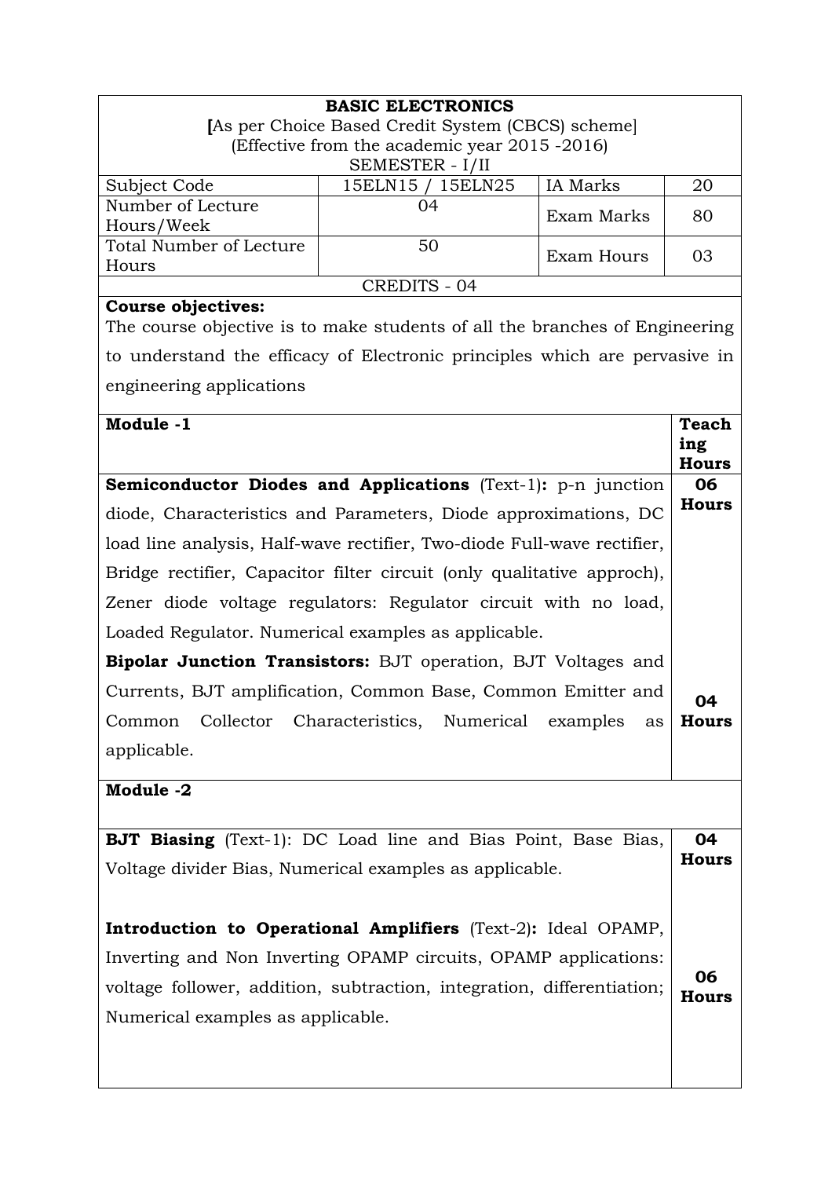# BASIC ELECTRONICS

[As per Choice Based Credit System (CBCS) scheme]
(Effective from the academic year 2015 -2016)
SEMESTER - I/II

| Subject Code | 15ELN15 / 15ELN25 | IA Marks | 20 |
|---|---|---|---|
| Number of Lecture Hours/Week | 04 | Exam Marks | 80 |
| Total Number of Lecture Hours | 50 | Exam Hours | 03 |

CREDITS - 04

**Course objectives:**
The course objective is to make students of all the branches of Engineering to understand the efficacy of Electronic principles which are pervasive in engineering applications

| Module -1 | Teaching Hours |
|---|---|
| **Semiconductor Diodes and Applications** (Text-1)**:** p-n junction diode, Characteristics and Parameters, Diode approximations, DC load line analysis, Half-wave rectifier, Two-diode Full-wave rectifier, Bridge rectifier, Capacitor filter circuit (only qualitative approch), Zener diode voltage regulators: Regulator circuit with no load, Loaded Regulator. Numerical examples as applicable. | 06 Hours |
| **Bipolar Junction Transistors:** BJT operation, BJT Voltages and Currents, BJT amplification, Common Base, Common Emitter and Common Collector Characteristics, Numerical examples as applicable. | 04 Hours |
| **Module -2** | |
| **BJT Biasing** (Text-1): DC Load line and Bias Point, Base Bias, Voltage divider Bias, Numerical examples as applicable. | 04 Hours |
| **Introduction to Operational Amplifiers** (Text-2)**:** Ideal OPAMP, Inverting and Non Inverting OPAMP circuits, OPAMP applications: voltage follower, addition, subtraction, integration, differentiation; Numerical examples as applicable. | 06 Hours |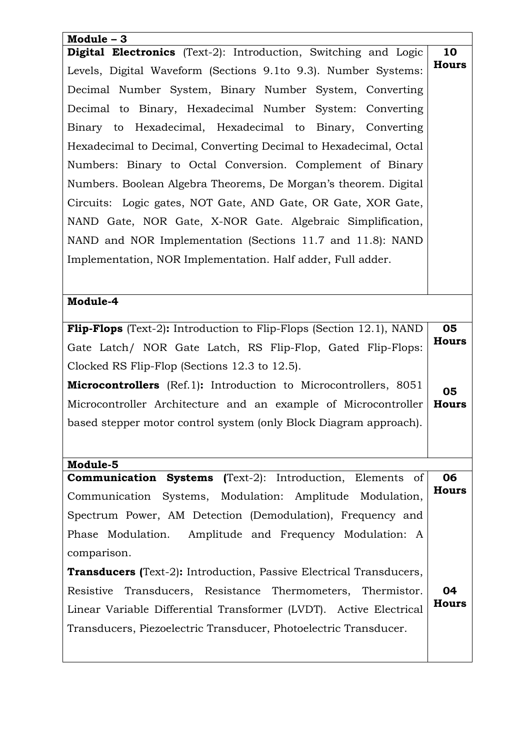| Module – 3 | |
|---|---|
| **Digital Electronics** (Text-2): Introduction, Switching and Logic Levels, Digital Waveform (Sections 9.1to 9.3). Number Systems: Decimal Number System, Binary Number System, Converting Decimal to Binary, Hexadecimal Number System: Converting Binary to Hexadecimal, Hexadecimal to Binary, Converting Hexadecimal to Decimal, Converting Decimal to Hexadecimal, Octal Numbers: Binary to Octal Conversion. Complement of Binary Numbers. Boolean Algebra Theorems, De Morgan's theorem. Digital Circuits: Logic gates, NOT Gate, AND Gate, OR Gate, XOR Gate, NAND Gate, NOR Gate, X-NOR Gate. Algebraic Simplification, NAND and NOR Implementation (Sections 11.7 and 11.8): NAND Implementation, NOR Implementation. Half adder, Full adder. | **10 Hours** |
| **Module-4** | |
| **Flip-Flops** (Text-2)**:** Introduction to Flip-Flops (Section 12.1), NAND Gate Latch/ NOR Gate Latch, RS Flip-Flop, Gated Flip-Flops: Clocked RS Flip-Flop (Sections 12.3 to 12.5). | **05 Hours** |
| **Microcontrollers** (Ref.1)**:** Introduction to Microcontrollers, 8051 Microcontroller Architecture and an example of Microcontroller based stepper motor control system (only Block Diagram approach). | **05 Hours** |
| **Module-5** | |
| **Communication Systems (**Text-2): Introduction, Elements of Communication Systems, Modulation: Amplitude Modulation, Spectrum Power, AM Detection (Demodulation), Frequency and Phase Modulation. Amplitude and Frequency Modulation: A comparison. | **06 Hours** |
| **Transducers (**Text-2)**:** Introduction, Passive Electrical Transducers, Resistive Transducers, Resistance Thermometers, Thermistor. Linear Variable Differential Transformer (LVDT). Active Electrical Transducers, Piezoelectric Transducer, Photoelectric Transducer. | **04 Hours** |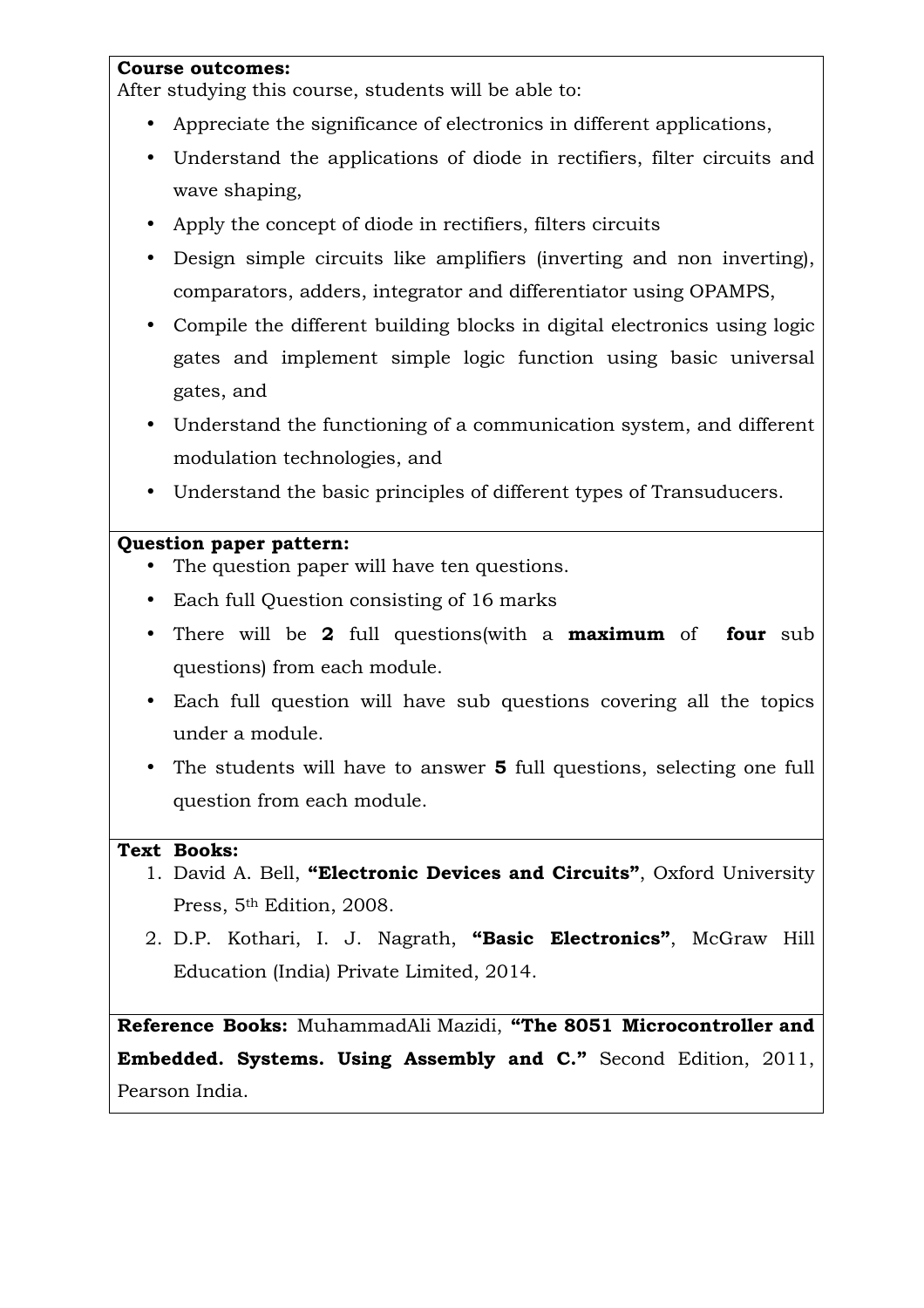**Course outcomes:**

After studying this course, students will be able to:

- Appreciate the significance of electronics in different applications,
- Understand the applications of diode in rectifiers, filter circuits and wave shaping,
- Apply the concept of diode in rectifiers, filters circuits
- Design simple circuits like amplifiers (inverting and non inverting), comparators, adders, integrator and differentiator using OPAMPS,
- Compile the different building blocks in digital electronics using logic gates and implement simple logic function using basic universal gates, and
- Understand the functioning of a communication system, and different modulation technologies, and
- Understand the basic principles of different types of Transuducers.

**Question paper pattern:**

- The question paper will have ten questions.
- Each full Question consisting of 16 marks
- There will be **2** full questions(with a **maximum** of **four** sub questions) from each module.
- Each full question will have sub questions covering all the topics under a module.
- The students will have to answer **5** full questions, selecting one full question from each module.

**Text Books:**

1. David A. Bell, **"Electronic Devices and Circuits"**, Oxford University Press, 5th Edition, 2008.
2. D.P. Kothari, I. J. Nagrath, **"Basic Electronics"**, McGraw Hill Education (India) Private Limited, 2014.

**Reference Books:** MuhammadAli Mazidi, **"The 8051 Microcontroller and Embedded. Systems. Using Assembly and C."** Second Edition, 2011, Pearson India.